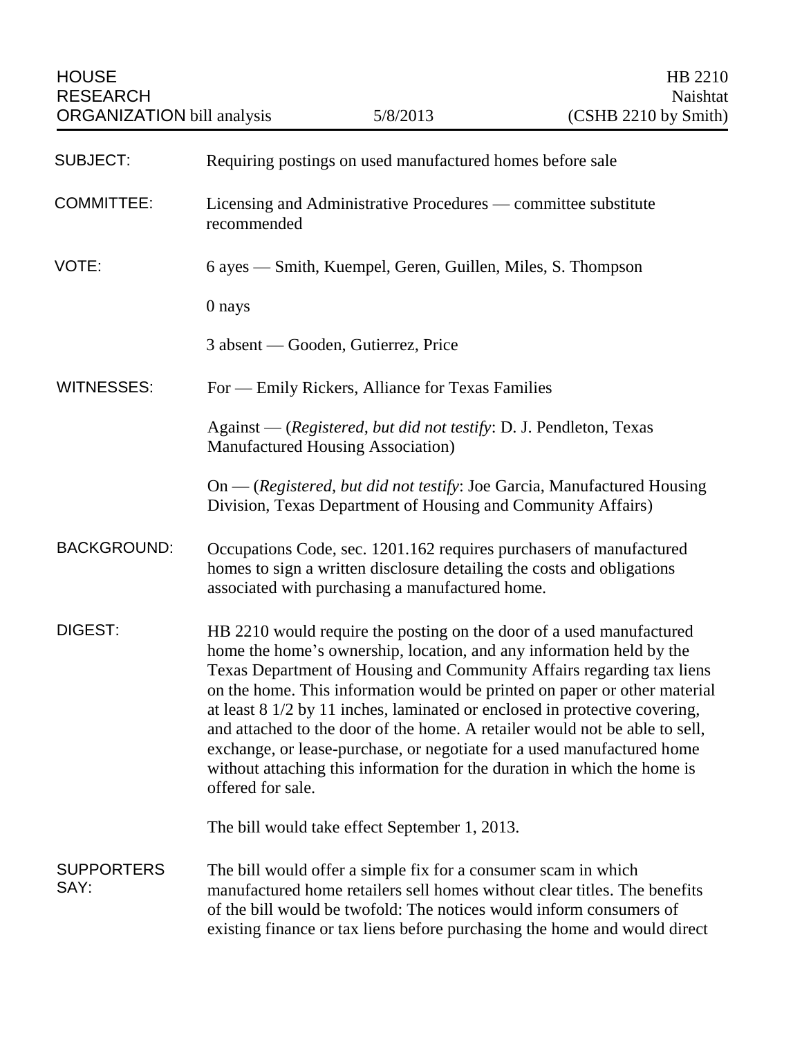HOUSE RESEARCH ORGANIZATION bill analysis — 5/8/2013 — HB 2210 Naishtat (CSHB 2210 by Smith)

**SUBJECT:** Requiring postings on used manufactured homes before sale

**COMMITTEE:** Licensing and Administrative Procedures — committee substitute recommended

**VOTE:** 6 ayes — Smith, Kuempel, Geren, Guillen, Miles, S. Thompson

0 nays

3 absent — Gooden, Gutierrez, Price

**WITNESSES:** For — Emily Rickers, Alliance for Texas Families

Against — (*Registered, but did not testify*: D. J. Pendleton, Texas Manufactured Housing Association)

On — (*Registered, but did not testify*: Joe Garcia, Manufactured Housing Division, Texas Department of Housing and Community Affairs)

**BACKGROUND:** Occupations Code, sec. 1201.162 requires purchasers of manufactured homes to sign a written disclosure detailing the costs and obligations associated with purchasing a manufactured home.

**DIGEST:** HB 2210 would require the posting on the door of a used manufactured home the home's ownership, location, and any information held by the Texas Department of Housing and Community Affairs regarding tax liens on the home. This information would be printed on paper or other material at least 8 1/2 by 11 inches, laminated or enclosed in protective covering, and attached to the door of the home. A retailer would not be able to sell, exchange, or lease-purchase, or negotiate for a used manufactured home without attaching this information for the duration in which the home is offered for sale.

The bill would take effect September 1, 2013.

**SUPPORTERS SAY:** The bill would offer a simple fix for a consumer scam in which manufactured home retailers sell homes without clear titles. The benefits of the bill would be twofold: The notices would inform consumers of existing finance or tax liens before purchasing the home and would direct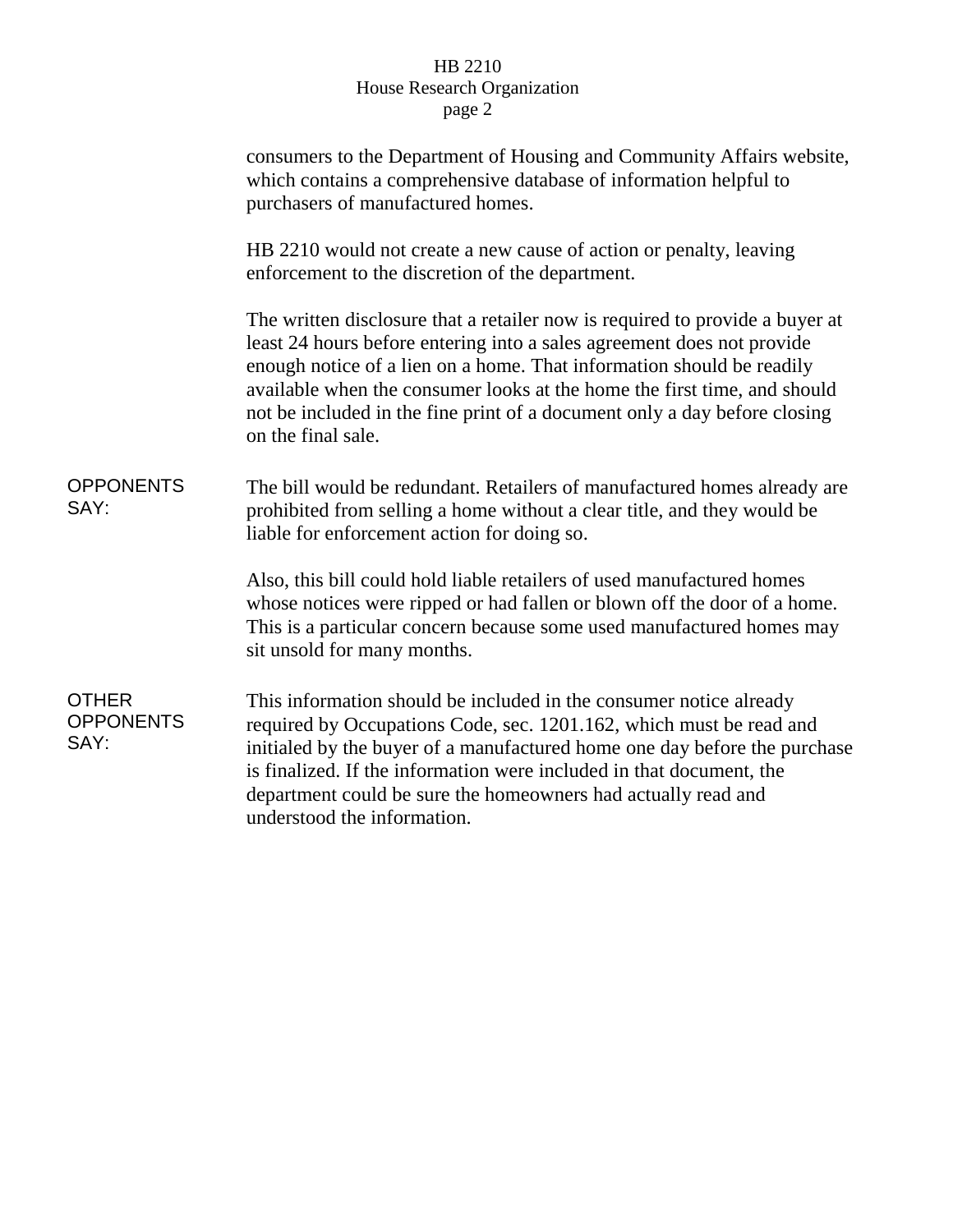consumers to the Department of Housing and Community Affairs website, which contains a comprehensive database of information helpful to purchasers of manufactured homes.

HB 2210 would not create a new cause of action or penalty, leaving enforcement to the discretion of the department.

The written disclosure that a retailer now is required to provide a buyer at least 24 hours before entering into a sales agreement does not provide enough notice of a lien on a home. That information should be readily available when the consumer looks at the home the first time, and should not be included in the fine print of a document only a day before closing on the final sale.

**OPPONENTS SAY:**

The bill would be redundant. Retailers of manufactured homes already are prohibited from selling a home without a clear title, and they would be liable for enforcement action for doing so.

Also, this bill could hold liable retailers of used manufactured homes whose notices were ripped or had fallen or blown off the door of a home. This is a particular concern because some used manufactured homes may sit unsold for many months.

**OTHER OPPONENTS SAY:**

This information should be included in the consumer notice already required by Occupations Code, sec. 1201.162, which must be read and initialed by the buyer of a manufactured home one day before the purchase is finalized. If the information were included in that document, the department could be sure the homeowners had actually read and understood the information.